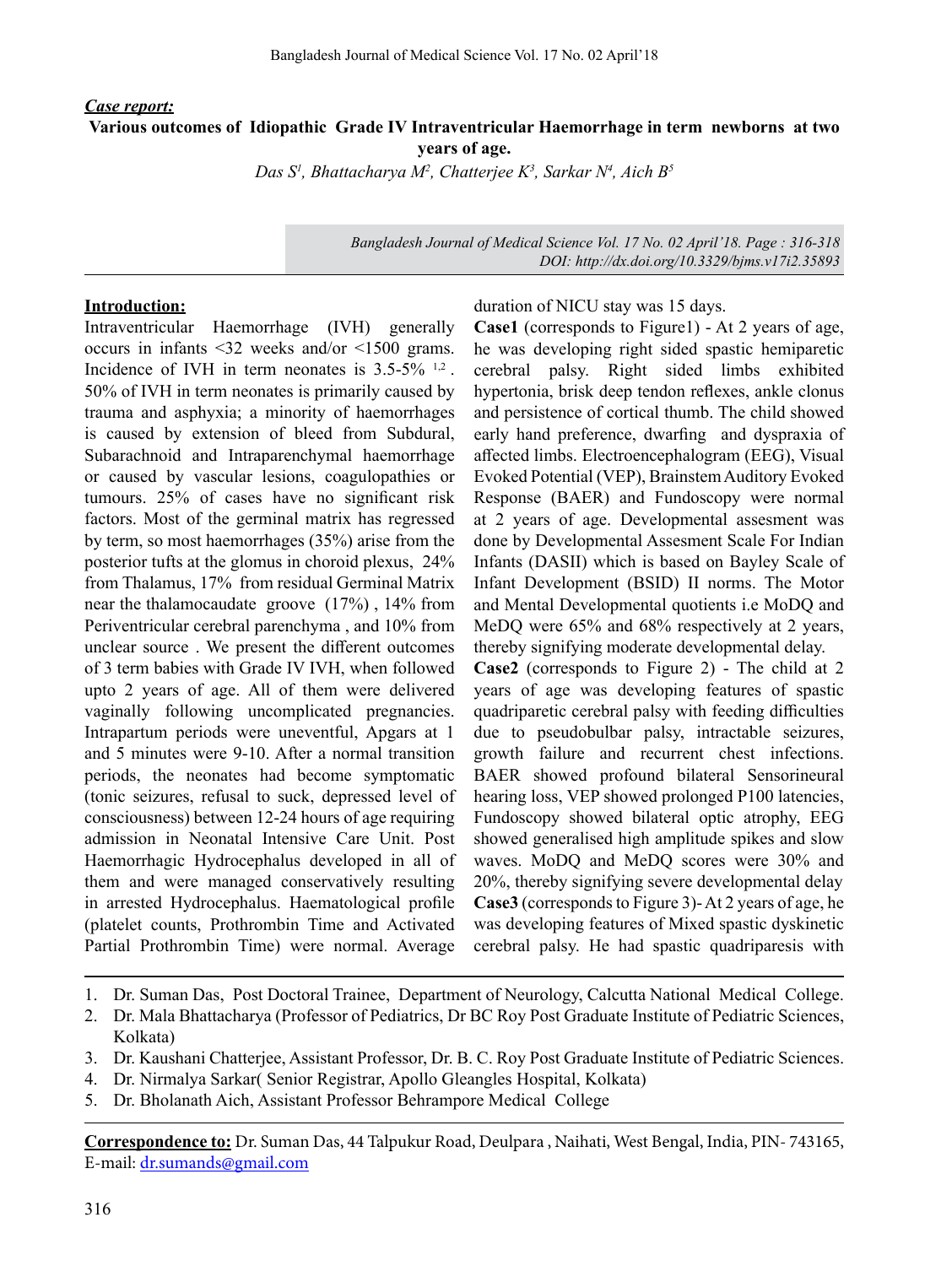***Case report:***

**Various outcomes of Idiopathic Grade IV Intraventricular Haemorrhage in term newborns at two years of age.**

*Das S[1], Bhattacharya M[2], Chatterjee K[3], Sarkar N[4], Aich B[5]*

*Bangladesh Journal of Medical Science Vol. 17 No. 02 April'18. Page : 316-318*
*DOI: http://dx.doi.org/10.3329/bjms.v17i2.35893*

## Introduction:

Intraventricular Haemorrhage (IVH) generally occurs in infants <32 weeks and/or <1500 grams. Incidence of IVH in term neonates is 3.5-5% [1,2]. 50% of IVH in term neonates is primarily caused by trauma and asphyxia; a minority of haemorrhages is caused by extension of bleed from Subdural, Subarachnoid and Intraparenchymal haemorrhage or caused by vascular lesions, coagulopathies or tumours. 25% of cases have no significant risk factors. Most of the germinal matrix has regressed by term, so most haemorrhages (35%) arise from the posterior tufts at the glomus in choroid plexus, 24% from Thalamus, 17% from residual Germinal Matrix near the thalamocaudate groove (17%) , 14% from Periventricular cerebral parenchyma , and 10% from unclear source . We present the different outcomes of 3 term babies with Grade IV IVH, when followed upto 2 years of age. All of them were delivered vaginally following uncomplicated pregnancies. Intrapartum periods were uneventful, Apgars at 1 and 5 minutes were 9-10. After a normal transition periods, the neonates had become symptomatic (tonic seizures, refusal to suck, depressed level of consciousness) between 12-24 hours of age requiring admission in Neonatal Intensive Care Unit. Post Haemorrhagic Hydrocephalus developed in all of them and were managed conservatively resulting in arrested Hydrocephalus. Haematological profile (platelet counts, Prothrombin Time and Activated Partial Prothrombin Time) were normal. Average duration of NICU stay was 15 days.

**Case1** (corresponds to Figure1) - At 2 years of age, he was developing right sided spastic hemiparetic cerebral palsy. Right sided limbs exhibited hypertonia, brisk deep tendon reflexes, ankle clonus and persistence of cortical thumb. The child showed early hand preference, dwarfing and dyspraxia of affected limbs. Electroencephalogram (EEG), Visual Evoked Potential (VEP), Brainstem Auditory Evoked Response (BAER) and Fundoscopy were normal at 2 years of age. Developmental assesment was done by Developmental Assesment Scale For Indian Infants (DASII) which is based on Bayley Scale of Infant Development (BSID) II norms. The Motor and Mental Developmental quotients i.e MoDQ and MeDQ were 65% and 68% respectively at 2 years, thereby signifying moderate developmental delay.

**Case2** (corresponds to Figure 2) - The child at 2 years of age was developing features of spastic quadriparetic cerebral palsy with feeding difficulties due to pseudobulbar palsy, intractable seizures, growth failure and recurrent chest infections. BAER showed profound bilateral Sensorineural hearing loss, VEP showed prolonged P100 latencies, Fundoscopy showed bilateral optic atrophy, EEG showed generalised high amplitude spikes and slow waves. MoDQ and MeDQ scores were 30% and 20%, thereby signifying severe developmental delay

**Case3** (corresponds to Figure 3)- At 2 years of age, he was developing features of Mixed spastic dyskinetic cerebral palsy. He had spastic quadriparesis with

1. Dr. Suman Das, Post Doctoral Trainee, Department of Neurology, Calcutta National Medical College.
2. Dr. Mala Bhattacharya (Professor of Pediatrics, Dr BC Roy Post Graduate Institute of Pediatric Sciences, Kolkata)
3. Dr. Kaushani Chatterjee, Assistant Professor, Dr. B. C. Roy Post Graduate Institute of Pediatric Sciences.
4. Dr. Nirmalya Sarkar( Senior Registrar, Apollo Gleangles Hospital, Kolkata)
5. Dr. Bholanath Aich, Assistant Professor Behrampore Medical College

**Correspondence to:** Dr. Suman Das, 44 Talpukur Road, Deulpara , Naihati, West Bengal, India, PIN- 743165, E-mail: dr.sumands@gmail.com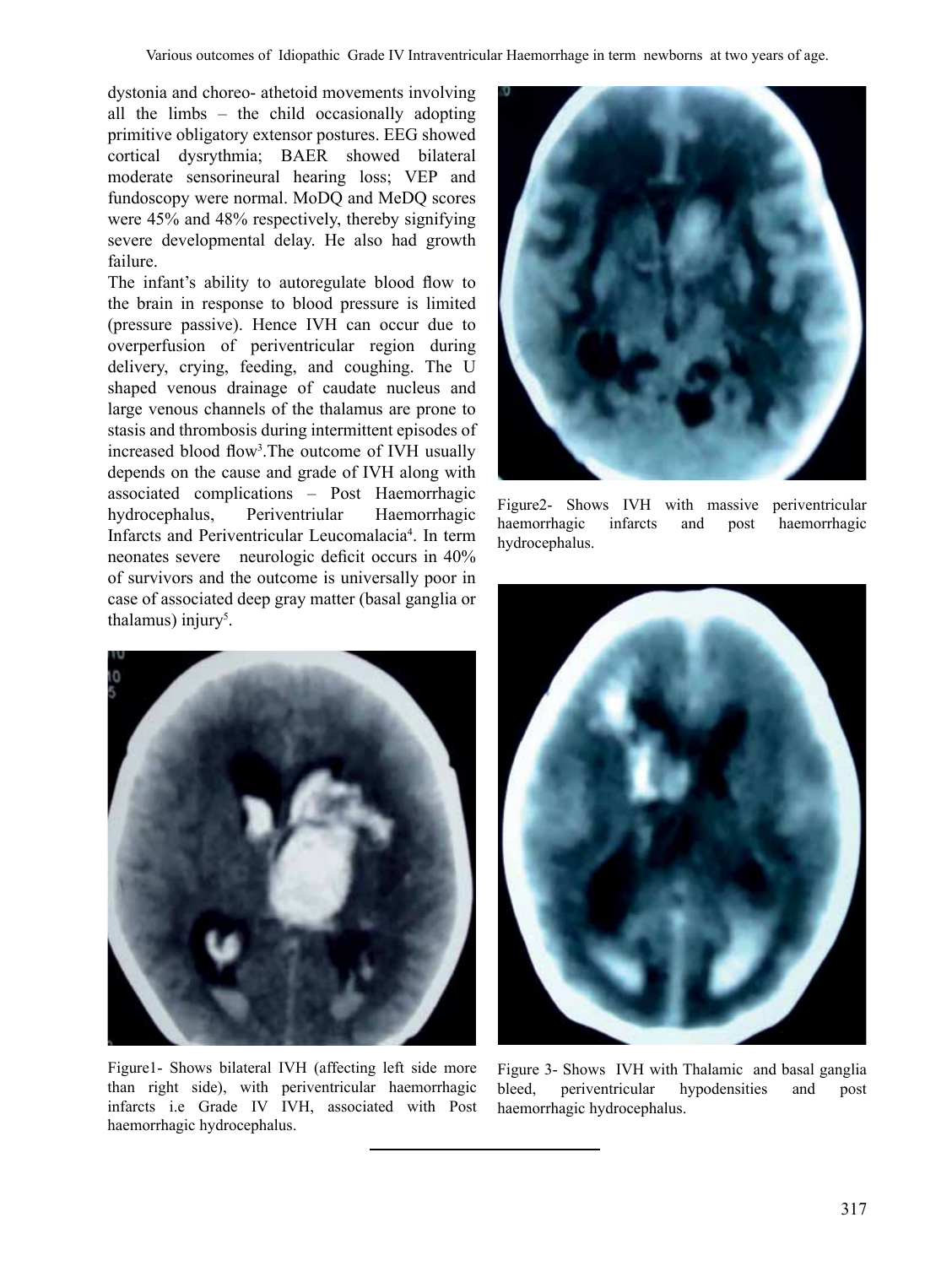dystonia and choreo- athetoid movements involving all the limbs – the child occasionally adopting primitive obligatory extensor postures. EEG showed cortical dysrythmia; BAER showed bilateral moderate sensorineural hearing loss; VEP and fundoscopy were normal. MoDQ and MeDQ scores were 45% and 48% respectively, thereby signifying severe developmental delay. He also had growth failure.

The infant's ability to autoregulate blood flow to the brain in response to blood pressure is limited (pressure passive). Hence IVH can occur due to overperfusion of periventricular region during delivery, crying, feeding, and coughing. The U shaped venous drainage of caudate nucleus and large venous channels of the thalamus are prone to stasis and thrombosis during intermittent episodes of increased blood flow[3]. The outcome of IVH usually depends on the cause and grade of IVH along with associated complications – Post Haemorrhagic hydrocephalus, Periventriular Haemorrhagic Infarcts and Periventricular Leucomalacia[4]. In term neonates severe neurologic deficit occurs in 40% of survivors and the outcome is universally poor in case of associated deep gray matter (basal ganglia or thalamus) injury[5].

Figure1- Shows bilateral IVH (affecting left side more than right side), with periventricular haemorrhagic infarcts i.e Grade IV IVH, associated with Post haemorrhagic hydrocephalus.

Figure2- Shows IVH with massive periventricular haemorrhagic infarcts and post haemorrhagic hydrocephalus.

Figure 3- Shows IVH with Thalamic and basal ganglia bleed, periventricular hypodensities and post haemorrhagic hydrocephalus.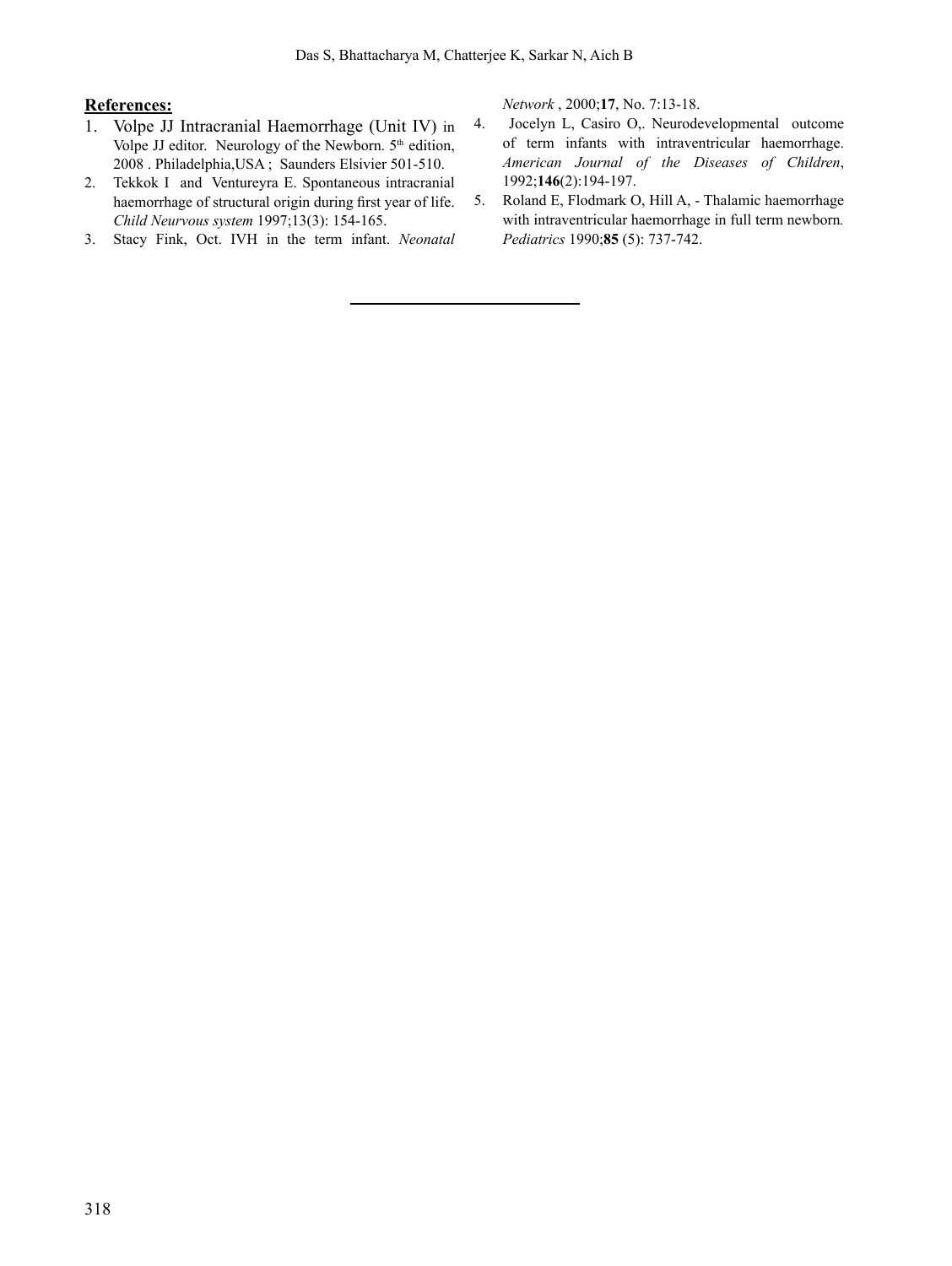**References:**

1. Volpe JJ Intracranial Haemorrhage (Unit IV) in Volpe JJ editor. Neurology of the Newborn. 5th edition, 2008 . Philadelphia,USA ; Saunders Elsivier 501-510.
2. Tekkok I and Ventureyra E. Spontaneous intracranial haemorrhage of structural origin during first year of life. *Child Neurvous system* 1997;13(3): 154-165.
3. Stacy Fink, Oct. IVH in the term infant. *Neonatal Network* , 2000;**17**, No. 7:13-18.
4. Jocelyn L, Casiro O,. Neurodevelopmental outcome of term infants with intraventricular haemorrhage. *American Journal of the Diseases of Children*, 1992;**146**(2):194-197.
5. Roland E, Flodmark O, Hill A, - Thalamic haemorrhage with intraventricular haemorrhage in full term newborn. *Pediatrics* 1990;**85** (5): 737-742.